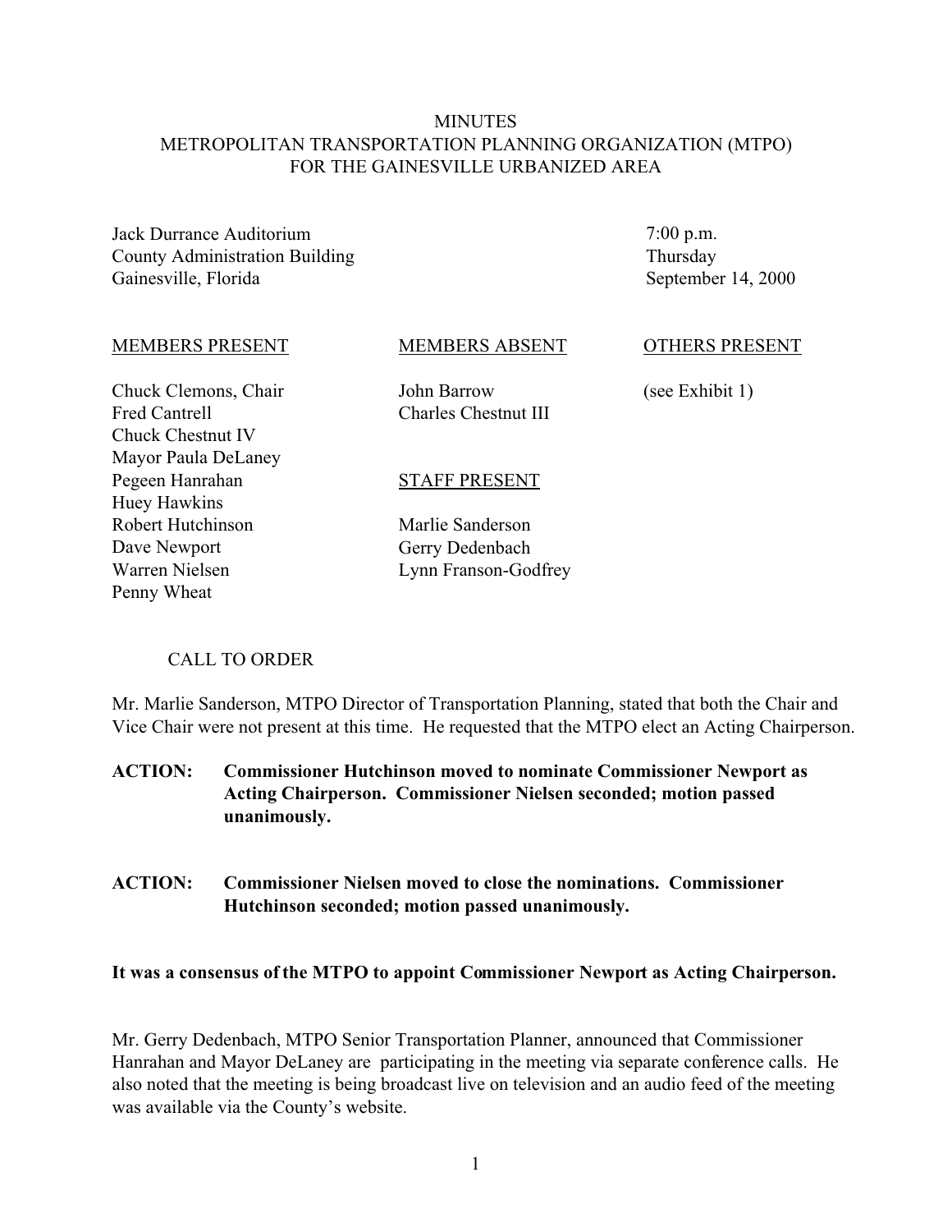# MINUTES
## METROPOLITAN TRANSPORTATION PLANNING ORGANIZATION (MTPO) FOR THE GAINESVILLE URBANIZED AREA

Jack Durrance Auditorium
County Administration Building
Gainesville, Florida

7:00 p.m.
Thursday
September 14, 2000

| MEMBERS PRESENT | MEMBERS ABSENT | OTHERS PRESENT |
|---|---|---|
| Chuck Clemons, Chair | John Barrow | (see Exhibit 1) |
| Fred Cantrell | Charles Chestnut III | |
| Chuck Chestnut IV | | |
| Mayor Paula DeLaney | | |
| Pegeen Hanrahan | **STAFF PRESENT** | |
| Huey Hawkins | | |
| Robert Hutchinson | Marlie Sanderson | |
| Dave Newport | Gerry Dedenbach | |
| Warren Nielsen | Lynn Franson-Godfrey | |
| Penny Wheat | | |

### CALL TO ORDER

Mr. Marlie Sanderson, MTPO Director of Transportation Planning, stated that both the Chair and Vice Chair were not present at this time. He requested that the MTPO elect an Acting Chairperson.

**ACTION: Commissioner Hutchinson moved to nominate Commissioner Newport as Acting Chairperson. Commissioner Nielsen seconded; motion passed unanimously.**

**ACTION: Commissioner Nielsen moved to close the nominations. Commissioner Hutchinson seconded; motion passed unanimously.**

**It was a consensus of the MTPO to appoint Commissioner Newport as Acting Chairperson.**

Mr. Gerry Dedenbach, MTPO Senior Transportation Planner, announced that Commissioner Hanrahan and Mayor DeLaney are participating in the meeting via separate conference calls. He also noted that the meeting is being broadcast live on television and an audio feed of the meeting was available via the County's website.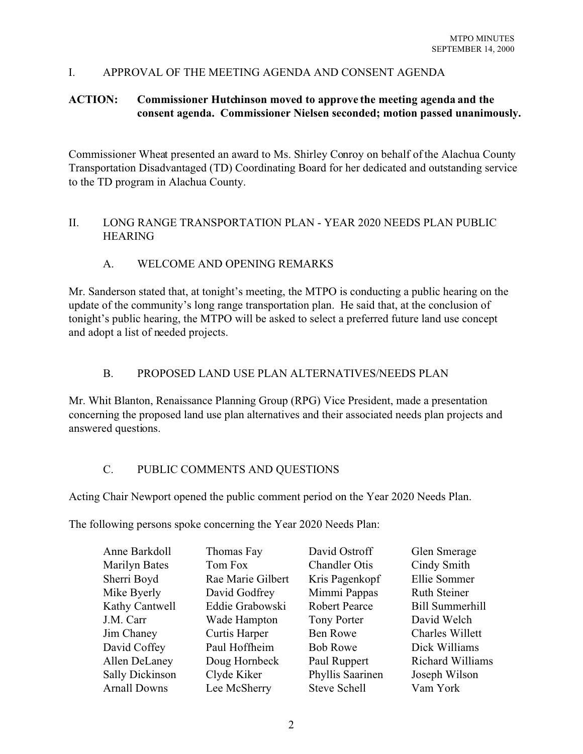I. APPROVAL OF THE MEETING AGENDA AND CONSENT AGENDA

**ACTION: Commissioner Hutchinson moved to approve the meeting agenda and the consent agenda. Commissioner Nielsen seconded; motion passed unanimously.**

Commissioner Wheat presented an award to Ms. Shirley Conroy on behalf of the Alachua County Transportation Disadvantaged (TD) Coordinating Board for her dedicated and outstanding service to the TD program in Alachua County.

II. LONG RANGE TRANSPORTATION PLAN - YEAR 2020 NEEDS PLAN PUBLIC HEARING

A. WELCOME AND OPENING REMARKS

Mr. Sanderson stated that, at tonight's meeting, the MTPO is conducting a public hearing on the update of the community's long range transportation plan. He said that, at the conclusion of tonight's public hearing, the MTPO will be asked to select a preferred future land use concept and adopt a list of needed projects.

B. PROPOSED LAND USE PLAN ALTERNATIVES/NEEDS PLAN

Mr. Whit Blanton, Renaissance Planning Group (RPG) Vice President, made a presentation concerning the proposed land use plan alternatives and their associated needs plan projects and answered questions.

C. PUBLIC COMMENTS AND QUESTIONS

Acting Chair Newport opened the public comment period on the Year 2020 Needs Plan.

The following persons spoke concerning the Year 2020 Needs Plan:

| | | | |
|---|---|---|---|
| Anne Barkdoll | Thomas Fay | David Ostroff | Glen Smerage |
| Marilyn Bates | Tom Fox | Chandler Otis | Cindy Smith |
| Sherri Boyd | Rae Marie Gilbert | Kris Pagenkopf | Ellie Sommer |
| Mike Byerly | David Godfrey | Mimmi Pappas | Ruth Steiner |
| Kathy Cantwell | Eddie Grabowski | Robert Pearce | Bill Summerhill |
| J.M. Carr | Wade Hampton | Tony Porter | David Welch |
| Jim Chaney | Curtis Harper | Ben Rowe | Charles Willett |
| David Coffey | Paul Hoffheim | Bob Rowe | Dick Williams |
| Allen DeLaney | Doug Hornbeck | Paul Ruppert | Richard Williams |
| Sally Dickinson | Clyde Kiker | Phyllis Saarinen | Joseph Wilson |
| Arnall Downs | Lee McSherry | Steve Schell | Vam York |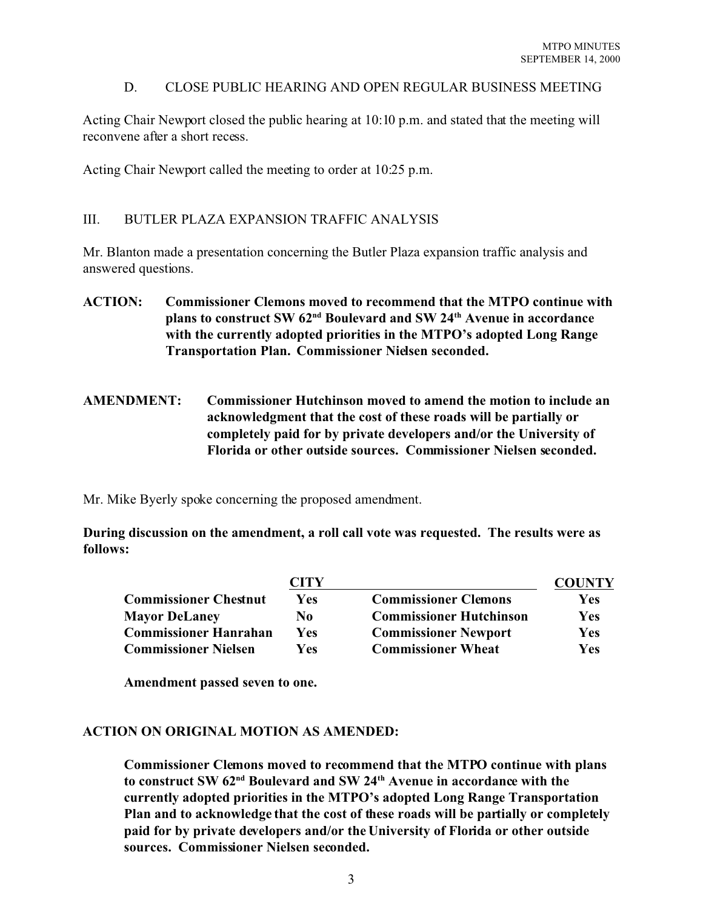### D. CLOSE PUBLIC HEARING AND OPEN REGULAR BUSINESS MEETING

Acting Chair Newport closed the public hearing at 10:10 p.m. and stated that the meeting will reconvene after a short recess.

Acting Chair Newport called the meeting to order at 10:25 p.m.

## III. BUTLER PLAZA EXPANSION TRAFFIC ANALYSIS

Mr. Blanton made a presentation concerning the Butler Plaza expansion traffic analysis and answered questions.

**ACTION: Commissioner Clemons moved to recommend that the MTPO continue with plans to construct SW 62nd Boulevard and SW 24th Avenue in accordance with the currently adopted priorities in the MTPO's adopted Long Range Transportation Plan. Commissioner Nielsen seconded.**

**AMENDMENT: Commissioner Hutchinson moved to amend the motion to include an acknowledgment that the cost of these roads will be partially or completely paid for by private developers and/or the University of Florida or other outside sources. Commissioner Nielsen seconded.**

Mr. Mike Byerly spoke concerning the proposed amendment.

**During discussion on the amendment, a roll call vote was requested. The results were as follows:**

| | CITY | | COUNTY |
|---|---|---|---|
| **Commissioner Chestnut** | **Yes** | **Commissioner Clemons** | **Yes** |
| **Mayor DeLaney** | **No** | **Commissioner Hutchinson** | **Yes** |
| **Commissioner Hanrahan** | **Yes** | **Commissioner Newport** | **Yes** |
| **Commissioner Nielsen** | **Yes** | **Commissioner Wheat** | **Yes** |

**Amendment passed seven to one.**

**ACTION ON ORIGINAL MOTION AS AMENDED:**

**Commissioner Clemons moved to recommend that the MTPO continue with plans to construct SW 62nd Boulevard and SW 24th Avenue in accordance with the currently adopted priorities in the MTPO's adopted Long Range Transportation Plan and to acknowledge that the cost of these roads will be partially or completely paid for by private developers and/or the University of Florida or other outside sources. Commissioner Nielsen seconded.**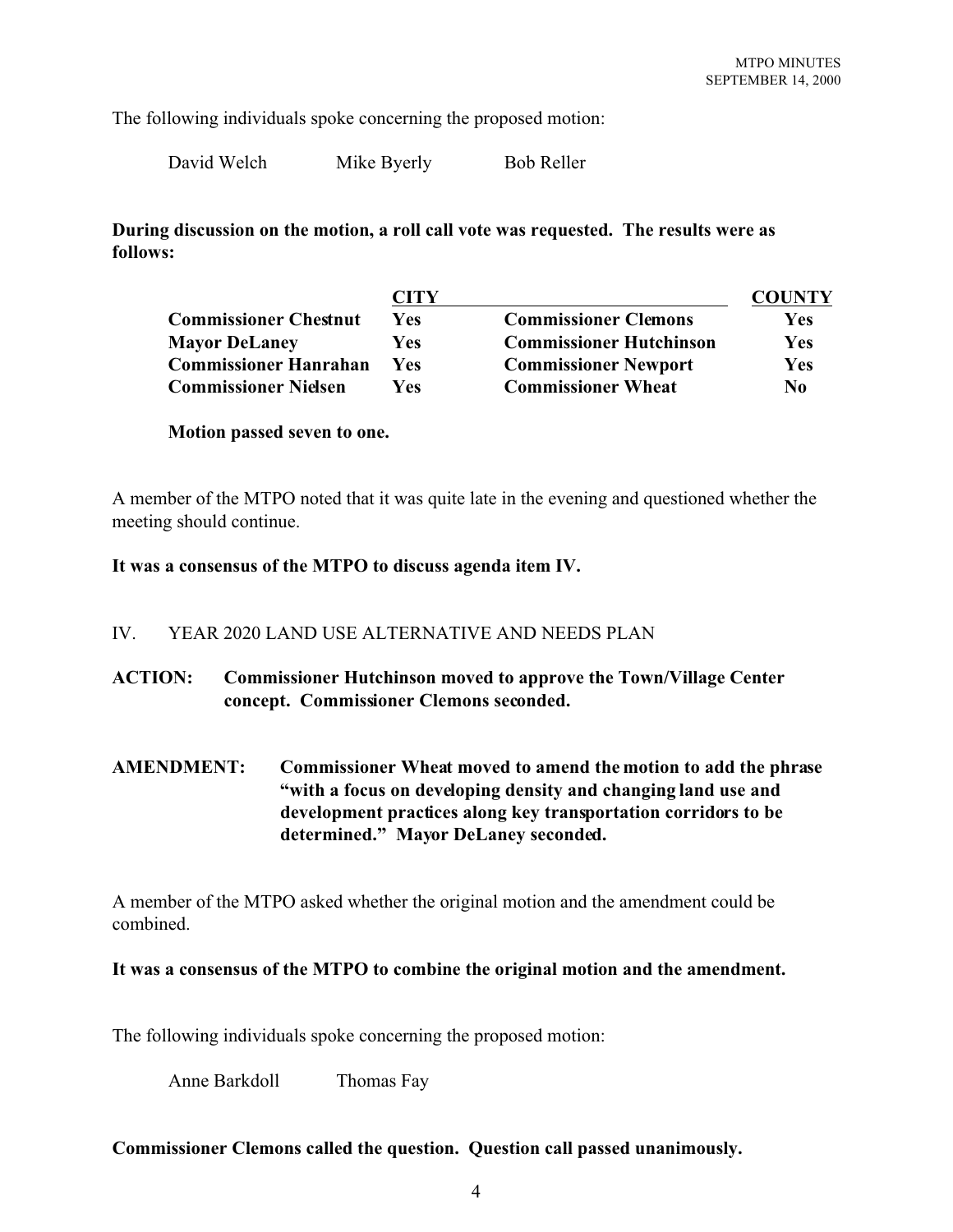The following individuals spoke concerning the proposed motion:

David Welch Mike Byerly Bob Reller

**During discussion on the motion, a roll call vote was requested. The results were as follows:**

| | CITY | | COUNTY |
|---|---|---|---|
| **Commissioner Chestnut** | **Yes** | **Commissioner Clemons** | **Yes** |
| **Mayor DeLaney** | **Yes** | **Commissioner Hutchinson** | **Yes** |
| **Commissioner Hanrahan** | **Yes** | **Commissioner Newport** | **Yes** |
| **Commissioner Nielsen** | **Yes** | **Commissioner Wheat** | **No** |

**Motion passed seven to one.**

A member of the MTPO noted that it was quite late in the evening and questioned whether the meeting should continue.

**It was a consensus of the MTPO to discuss agenda item IV.**

## IV. YEAR 2020 LAND USE ALTERNATIVE AND NEEDS PLAN

**ACTION: Commissioner Hutchinson moved to approve the Town/Village Center concept. Commissioner Clemons seconded.**

**AMENDMENT: Commissioner Wheat moved to amend the motion to add the phrase "with a focus on developing density and changing land use and development practices along key transportation corridors to be determined." Mayor DeLaney seconded.**

A member of the MTPO asked whether the original motion and the amendment could be combined.

**It was a consensus of the MTPO to combine the original motion and the amendment.**

The following individuals spoke concerning the proposed motion:

Anne Barkdoll Thomas Fay

**Commissioner Clemons called the question. Question call passed unanimously.**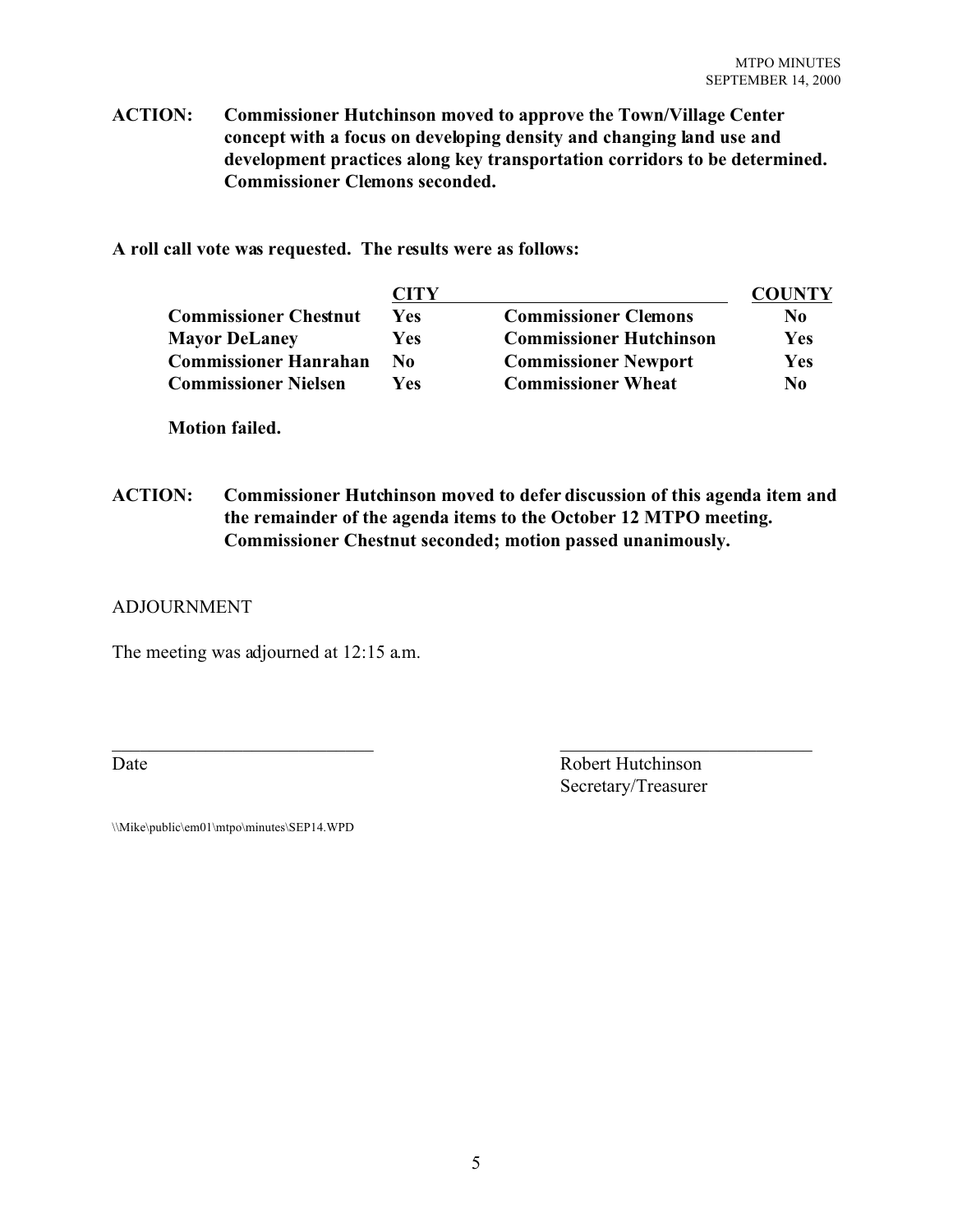**ACTION: Commissioner Hutchinson moved to approve the Town/Village Center concept with a focus on developing density and changing land use and development practices along key transportation corridors to be determined. Commissioner Clemons seconded.**

**A roll call vote was requested. The results were as follows:**

| | CITY | | COUNTY |
|---|---|---|---|
| **Commissioner Chestnut** | **Yes** | **Commissioner Clemons** | **No** |
| **Mayor DeLaney** | **Yes** | **Commissioner Hutchinson** | **Yes** |
| **Commissioner Hanrahan** | **No** | **Commissioner Newport** | **Yes** |
| **Commissioner Nielsen** | **Yes** | **Commissioner Wheat** | **No** |

**Motion failed.**

**ACTION: Commissioner Hutchinson moved to defer discussion of this agenda item and the remainder of the agenda items to the October 12 MTPO meeting. Commissioner Chestnut seconded; motion passed unanimously.**

ADJOURNMENT

The meeting was adjourned at 12:15 a.m.

_____________________________ _____________________________

Date Robert Hutchinson
Secretary/Treasurer

\\Mike\public\em01\mtpo\minutes\SEP14.WPD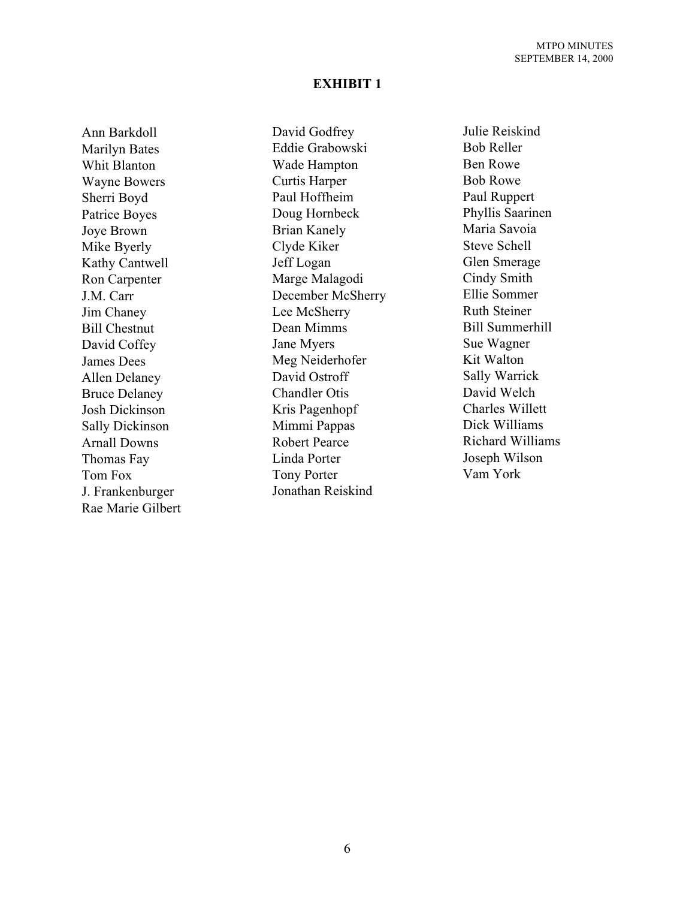**EXHIBIT 1**

Ann Barkdoll
Marilyn Bates
Whit Blanton
Wayne Bowers
Sherri Boyd
Patrice Boyes
Joye Brown
Mike Byerly
Kathy Cantwell
Ron Carpenter
J.M. Carr
Jim Chaney
Bill Chestnut
David Coffey
James Dees
Allen Delaney
Bruce Delaney
Josh Dickinson
Sally Dickinson
Arnall Downs
Thomas Fay
Tom Fox
J. Frankenburger
Rae Marie Gilbert
David Godfrey
Eddie Grabowski
Wade Hampton
Curtis Harper
Paul Hoffheim
Doug Hornbeck
Brian Kanely
Clyde Kiker
Jeff Logan
Marge Malagodi
December McSherry
Lee McSherry
Dean Mimms
Jane Myers
Meg Neiderhofer
David Ostroff
Chandler Otis
Kris Pagenhopf
Mimmi Pappas
Robert Pearce
Linda Porter
Tony Porter
Jonathan Reiskind
Julie Reiskind
Bob Reller
Ben Rowe
Bob Rowe
Paul Ruppert
Phyllis Saarinen
Maria Savoia
Steve Schell
Glen Smerage
Cindy Smith
Ellie Sommer
Ruth Steiner
Bill Summerhill
Sue Wagner
Kit Walton
Sally Warrick
David Welch
Charles Willett
Dick Williams
Richard Williams
Joseph Wilson
Vam York